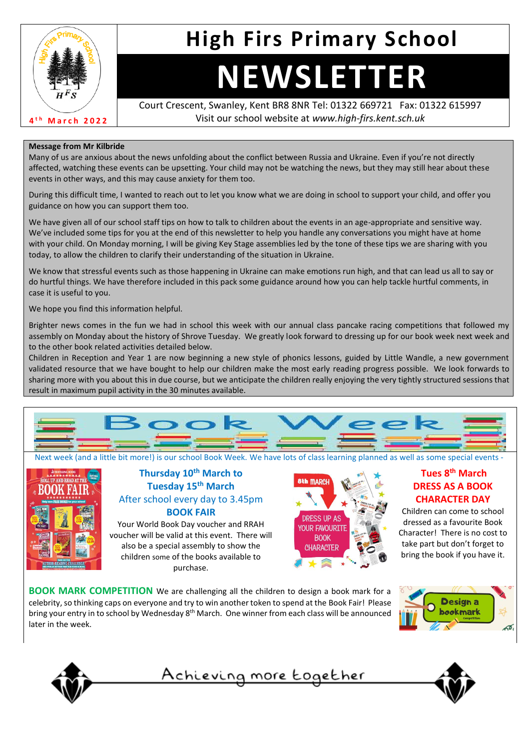# High Firs Primary School

# NEWSLETTER

4th March 2022

Court Crescent, Swanley, Kent BR8 8NR Tel: 01322 669721 Fax: 01322 615997
Visit our school website at *www.high-firs.kent.sch.uk*

**Message from Mr Kilbride**

Many of us are anxious about the news unfolding about the conflict between Russia and Ukraine. Even if you're not directly affected, watching these events can be upsetting. Your child may not be watching the news, but they may still hear about these events in other ways, and this may cause anxiety for them too.

During this difficult time, I wanted to reach out to let you know what we are doing in school to support your child, and offer you guidance on how you can support them too.

We have given all of our school staff tips on how to talk to children about the events in an age-appropriate and sensitive way. We've included some tips for you at the end of this newsletter to help you handle any conversations you might have at home with your child. On Monday morning, I will be giving Key Stage assemblies led by the tone of these tips we are sharing with you today, to allow the children to clarify their understanding of the situation in Ukraine.

We know that stressful events such as those happening in Ukraine can make emotions run high, and that can lead us all to say or do hurtful things. We have therefore included in this pack some guidance around how you can help tackle hurtful comments, in case it is useful to you.

We hope you find this information helpful.

Brighter news comes in the fun we had in school this week with our annual class pancake racing competitions that followed my assembly on Monday about the history of Shrove Tuesday. We greatly look forward to dressing up for our book week next week and to the other book related activities detailed below.

Children in Reception and Year 1 are now beginning a new style of phonics lessons, guided by Little Wandle, a new government validated resource that we have bought to help our children make the most early reading progress possible. We look forwards to sharing more with you about this in due course, but we anticipate the children really enjoying the very tightly structured sessions that result in maximum pupil activity in the 30 minutes available.

## Book Week

Next week (and a little bit more!) is our school Book Week. We have lots of class learning planned as well as some special events -

### Thursday 10th March to Tuesday 15th March

After school every day to 3.45pm

**BOOK FAIR**

Your World Book Day voucher and RRAH voucher will be valid at this event. There will also be a special assembly to show the children some of the books available to purchase.

### Tues 8th March DRESS AS A BOOK CHARACTER DAY

Children can come to school dressed as a favourite Book Character! There is no cost to take part but don't forget to bring the book if you have it.

**BOOK MARK COMPETITION** We are challenging all the children to design a book mark for a celebrity, so thinking caps on everyone and try to win another token to spend at the Book Fair! Please bring your entry in to school by Wednesday 8th March. One winner from each class will be announced later in the week.

Achieving more together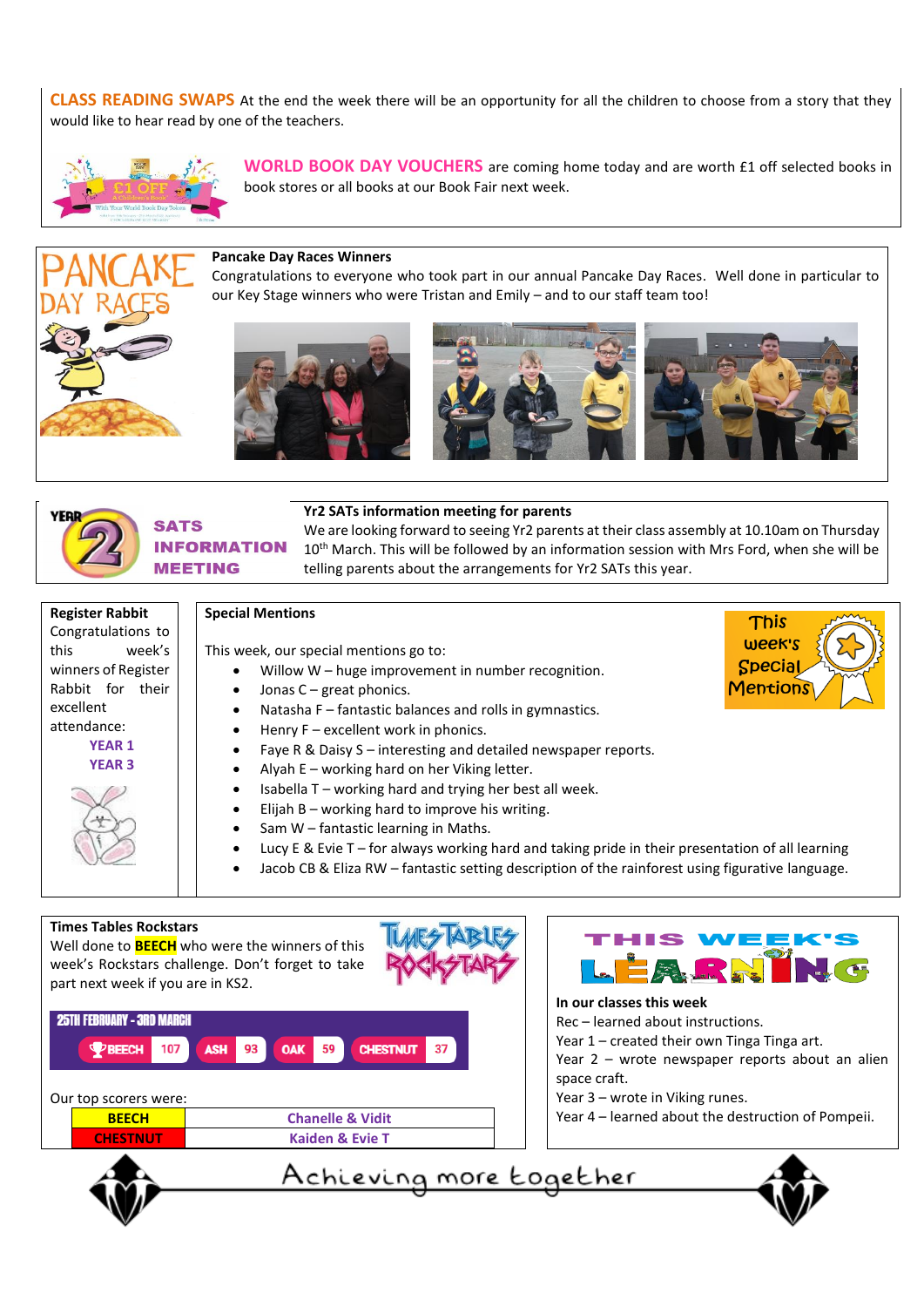**CLASS READING SWAPS** At the end the week there will be an opportunity for all the children to choose from a story that they would like to hear read by one of the teachers.

**WORLD BOOK DAY VOUCHERS** are coming home today and are worth £1 off selected books in book stores or all books at our Book Fair next week.

## PANCAKE DAY RACES

**Pancake Day Races Winners**

Congratulations to everyone who took part in our annual Pancake Day Races. Well done in particular to our Key Stage winners who were Tristan and Emily – and to our staff team too!

## YEAR 2 SATS INFORMATION MEETING

**Yr2 SATs information meeting for parents**

We are looking forward to seeing Yr2 parents at their class assembly at 10.10am on Thursday 10th March. This will be followed by an information session with Mrs Ford, when she will be telling parents about the arrangements for Yr2 SATs this year.

**Register Rabbit**

Congratulations to this week's winners of Register Rabbit for their excellent attendance:

YEAR 1

YEAR 3

**Special Mentions**

This week's Special Mentions

This week, our special mentions go to:

- Willow W – huge improvement in number recognition.
- Jonas C – great phonics.
- Natasha F – fantastic balances and rolls in gymnastics.
- Henry F – excellent work in phonics.
- Faye R & Daisy S – interesting and detailed newspaper reports.
- Alyah E – working hard on her Viking letter.
- Isabella T – working hard and trying her best all week.
- Elijah B – working hard to improve his writing.
- Sam W – fantastic learning in Maths.
- Lucy E & Evie T – for always working hard and taking pride in their presentation of all learning
- Jacob CB & Eliza RW – fantastic setting description of the rainforest using figurative language.

**Times Tables Rockstars**

Well done to **BEECH** who were the winners of this week's Rockstars challenge. Don't forget to take part next week if you are in KS2.

25TH FEBRUARY - 3RD MARCH

| BEECH | ASH | OAK | CHESTNUT |
|---|---|---|---|
| 107 | 93 | 59 | 37 |

Our top scorers were:

| | |
|---|---|
| BEECH | Chanelle & Vidit |
| CHESTNUT | Kaiden & Evie T |

## THIS WEEK'S LEARNING

**In our classes this week**

Rec – learned about instructions.

Year 1 – created their own Tinga Tinga art.

Year 2 – wrote newspaper reports about an alien space craft.

Year 3 – wrote in Viking runes.

Year 4 – learned about the destruction of Pompeii.

Achieving more together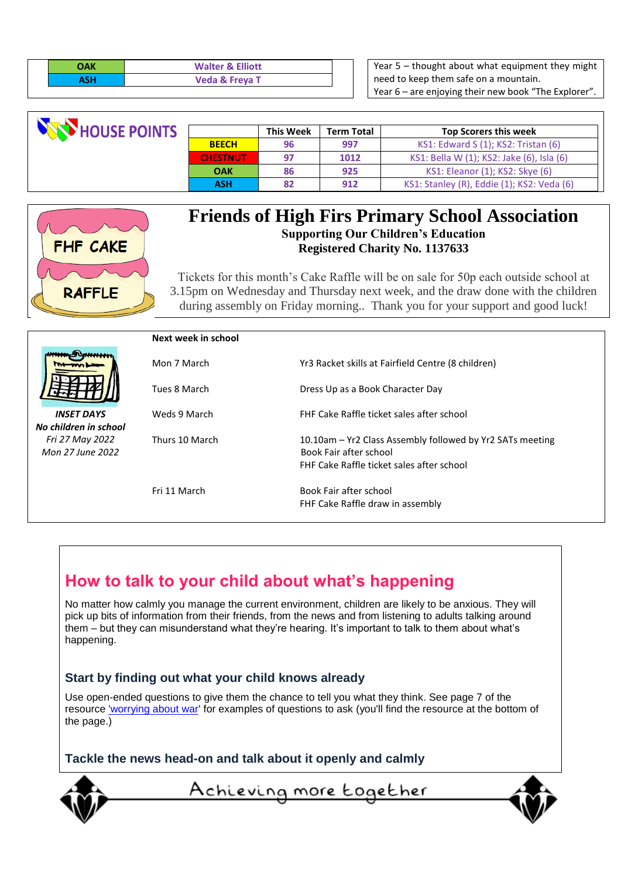| OAK | Walter & Elliott |
|---|---|
| ASH | Veda & Freya T |

Year 5 – thought about what equipment they might need to keep them safe on a mountain.
Year 6 – are enjoying their new book "The Explorer".

## HOUSE POINTS

| | This Week | Term Total | Top Scorers this week |
|---|---|---|---|
| BEECH | 96 | 997 | KS1: Edward S (1); KS2: Tristan (6) |
| CHESTNUT | 97 | 1012 | KS1: Bella W (1); KS2: Jake (6), Isla (6) |
| OAK | 86 | 925 | KS1: Eleanor (1); KS2: Skye (6) |
| ASH | 82 | 912 | KS1: Stanley (R), Eddie (1); KS2: Veda (6) |

FHF CAKE RAFFLE

# Friends of High Firs Primary School Association

**Supporting Our Children's Education**
**Registered Charity No. 1137633**

Tickets for this month's Cake Raffle will be on sale for 50p each outside school at 3.15pm on Wednesday and Thursday next week, and the draw done with the children during assembly on Friday morning.. Thank you for your support and good luck!

***INSET DAYS***
***No children in school***
*Fri 27 May 2022*
*Mon 27 June 2022*

**Next week in school**

| | |
|---|---|
| Mon 7 March | Yr3 Racket skills at Fairfield Centre (8 children) |
| Tues 8 March | Dress Up as a Book Character Day |
| Weds 9 March | FHF Cake Raffle ticket sales after school |
| Thurs 10 March | 10.10am – Yr2 Class Assembly followed by Yr2 SATs meeting<br>Book Fair after school<br>FHF Cake Raffle ticket sales after school |
| Fri 11 March | Book Fair after school<br>FHF Cake Raffle draw in assembly |

## How to talk to your child about what's happening

No matter how calmly you manage the current environment, children are likely to be anxious. They will pick up bits of information from their friends, from the news and from listening to adults talking around them – but they can misunderstand what they're hearing. It's important to talk to them about what's happening.

### Start by finding out what your child knows already

Use open-ended questions to give them the chance to tell you what they think. See page 7 of the resource 'worrying about war' for examples of questions to ask (you'll find the resource at the bottom of the page.)

### Tackle the news head-on and talk about it openly and calmly

Achieving more together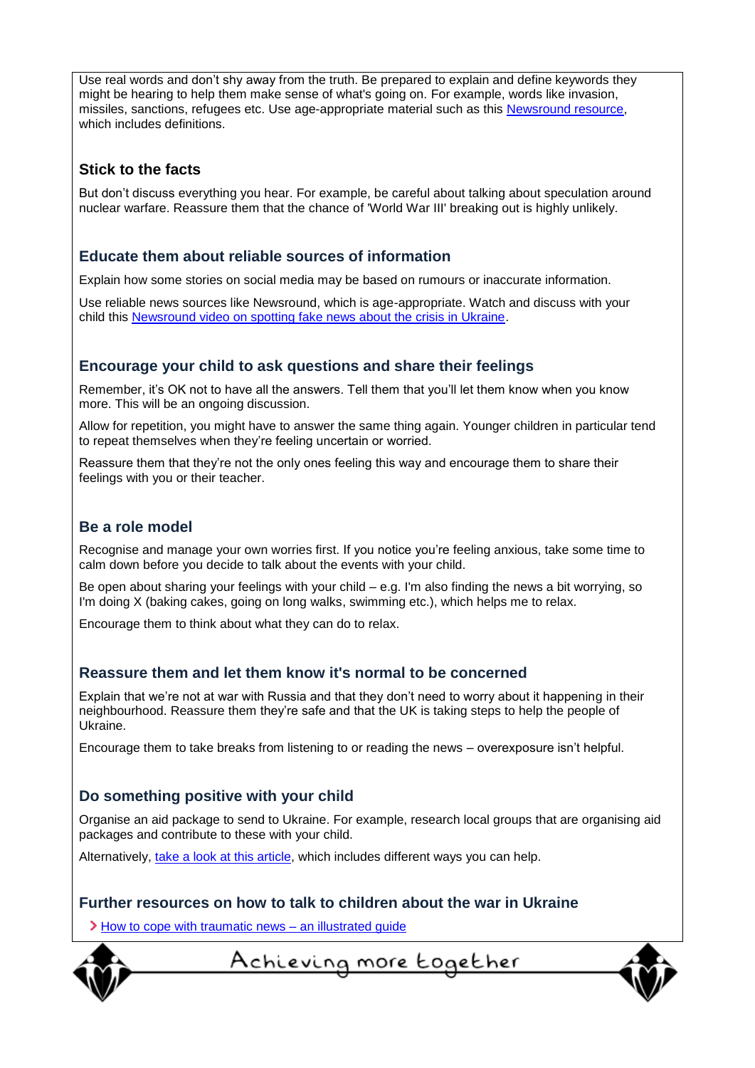Use real words and don't shy away from the truth. Be prepared to explain and define keywords they might be hearing to help them make sense of what's going on. For example, words like invasion, missiles, sanctions, refugees etc. Use age-appropriate material such as this Newsround resource, which includes definitions.

### Stick to the facts

But don't discuss everything you hear. For example, be careful about talking about speculation around nuclear warfare. Reassure them that the chance of 'World War III' breaking out is highly unlikely.

### Educate them about reliable sources of information

Explain how some stories on social media may be based on rumours or inaccurate information.

Use reliable news sources like Newsround, which is age-appropriate. Watch and discuss with your child this Newsround video on spotting fake news about the crisis in Ukraine.

### Encourage your child to ask questions and share their feelings

Remember, it's OK not to have all the answers. Tell them that you'll let them know when you know more. This will be an ongoing discussion.

Allow for repetition, you might have to answer the same thing again. Younger children in particular tend to repeat themselves when they're feeling uncertain or worried.

Reassure them that they're not the only ones feeling this way and encourage them to share their feelings with you or their teacher.

### Be a role model

Recognise and manage your own worries first. If you notice you're feeling anxious, take some time to calm down before you decide to talk about the events with your child.

Be open about sharing your feelings with your child – e.g. I'm also finding the news a bit worrying, so I'm doing X (baking cakes, going on long walks, swimming etc.), which helps me to relax.

Encourage them to think about what they can do to relax.

### Reassure them and let them know it's normal to be concerned

Explain that we're not at war with Russia and that they don't need to worry about it happening in their neighbourhood. Reassure them they're safe and that the UK is taking steps to help the people of Ukraine.

Encourage them to take breaks from listening to or reading the news – overexposure isn't helpful.

### Do something positive with your child

Organise an aid package to send to Ukraine. For example, research local groups that are organising aid packages and contribute to these with your child.

Alternatively, take a look at this article, which includes different ways you can help.

### Further resources on how to talk to children about the war in Ukraine

- How to cope with traumatic news – an illustrated guide

Achieving more together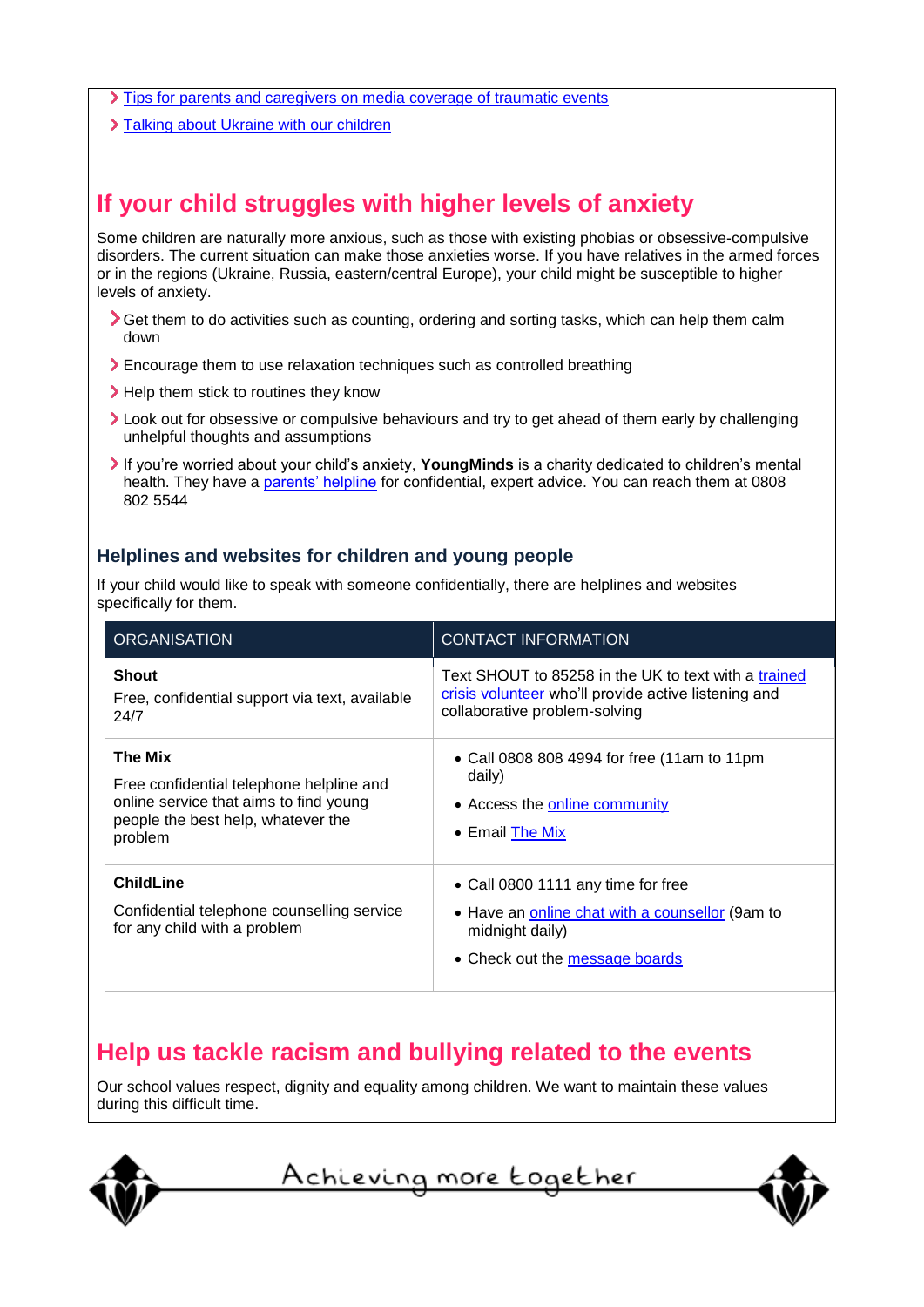- Tips for parents and caregivers on media coverage of traumatic events
- Talking about Ukraine with our children

## If your child struggles with higher levels of anxiety

Some children are naturally more anxious, such as those with existing phobias or obsessive-compulsive disorders. The current situation can make those anxieties worse. If you have relatives in the armed forces or in the regions (Ukraine, Russia, eastern/central Europe), your child might be susceptible to higher levels of anxiety.

- Get them to do activities such as counting, ordering and sorting tasks, which can help them calm down
- Encourage them to use relaxation techniques such as controlled breathing
- Help them stick to routines they know
- Look out for obsessive or compulsive behaviours and try to get ahead of them early by challenging unhelpful thoughts and assumptions
- If you're worried about your child's anxiety, **YoungMinds** is a charity dedicated to children's mental health. They have a parents' helpline for confidential, expert advice. You can reach them at 0808 802 5544

### Helplines and websites for children and young people

If your child would like to speak with someone confidentially, there are helplines and websites specifically for them.

| ORGANISATION | CONTACT INFORMATION |
|---|---|
| **Shout**<br>Free, confidential support via text, available 24/7 | Text SHOUT to 85258 in the UK to text with a trained crisis volunteer who'll provide active listening and collaborative problem-solving |
| **The Mix**<br>Free confidential telephone helpline and online service that aims to find young people the best help, whatever the problem | • Call 0808 808 4994 for free (11am to 11pm daily)<br>• Access the online community<br>• Email The Mix |
| **ChildLine**<br>Confidential telephone counselling service for any child with a problem | • Call 0800 1111 any time for free<br>• Have an online chat with a counsellor (9am to midnight daily)<br>• Check out the message boards |

## Help us tackle racism and bullying related to the events

Our school values respect, dignity and equality among children. We want to maintain these values during this difficult time.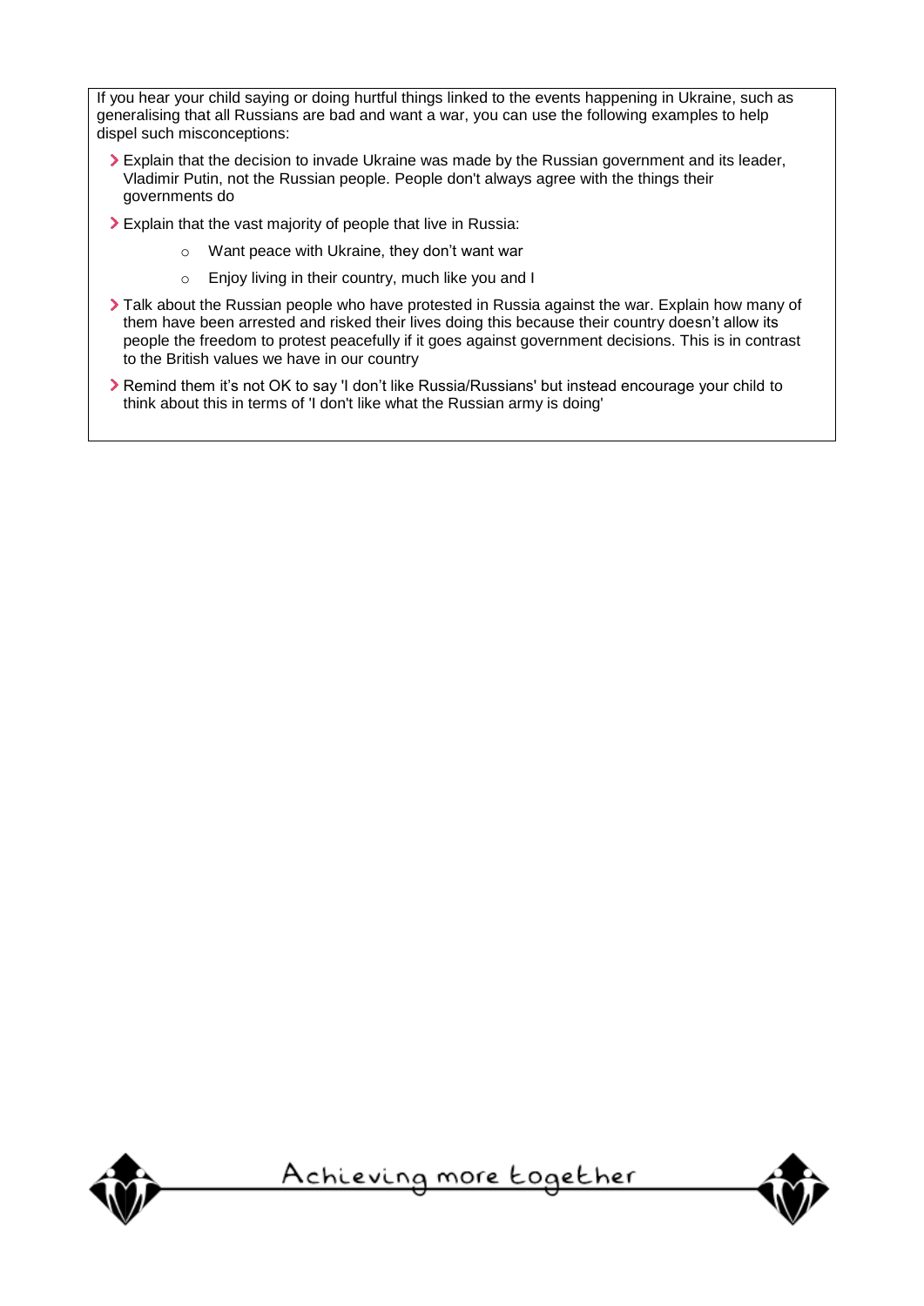If you hear your child saying or doing hurtful things linked to the events happening in Ukraine, such as generalising that all Russians are bad and want a war, you can use the following examples to help dispel such misconceptions:

- Explain that the decision to invade Ukraine was made by the Russian government and its leader, Vladimir Putin, not the Russian people. People don't always agree with the things their governments do
- Explain that the vast majority of people that live in Russia:
  - Want peace with Ukraine, they don't want war
  - Enjoy living in their country, much like you and I
- Talk about the Russian people who have protested in Russia against the war. Explain how many of them have been arrested and risked their lives doing this because their country doesn't allow its people the freedom to protest peacefully if it goes against government decisions. This is in contrast to the British values we have in our country
- Remind them it's not OK to say 'I don't like Russia/Russians' but instead encourage your child to think about this in terms of 'I don't like what the Russian army is doing'